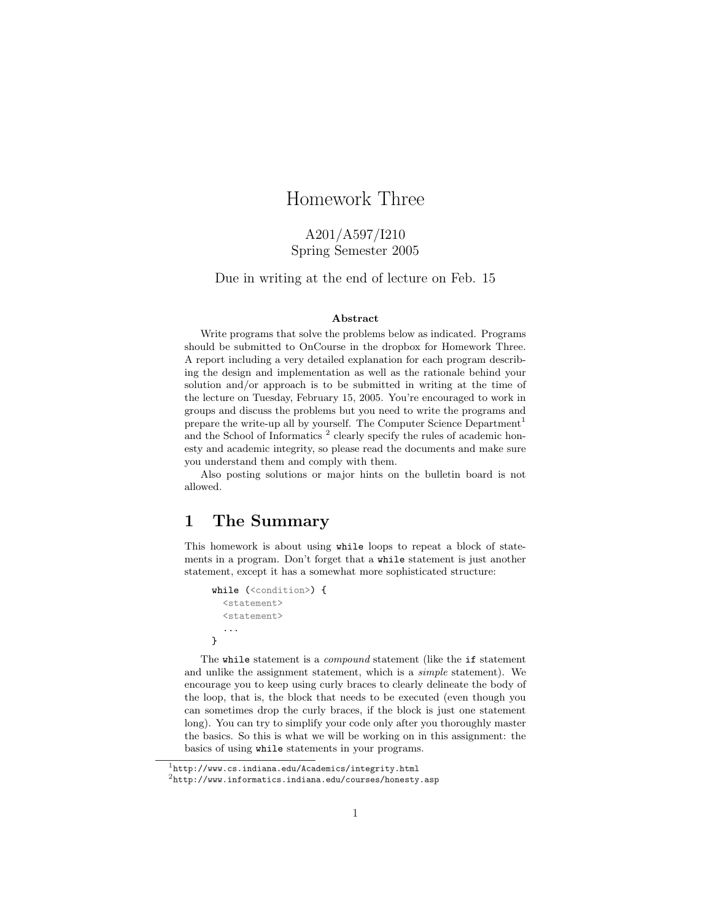# Homework Three

A201/A597/I210
Spring Semester 2005

Due in writing at the end of lecture on Feb. 15

**Abstract**

Write programs that solve the problems below as indicated. Programs should be submitted to OnCourse in the dropbox for Homework Three. A report including a very detailed explanation for each program describing the design and implementation as well as the rationale behind your solution and/or approach is to be submitted in writing at the time of the lecture on Tuesday, February 15, 2005. You're encouraged to work in groups and discuss the problems but you need to write the programs and prepare the write-up all by yourself. The Computer Science Department[1] and the School of Informatics [2] clearly specify the rules of academic honesty and academic integrity, so please read the documents and make sure you understand them and comply with them.

Also posting solutions or major hints on the bulletin board is not allowed.

## 1 The Summary

This homework is about using `while` loops to repeat a block of statements in a program. Don't forget that a `while` statement is just another statement, except it has a somewhat more sophisticated structure:

```
while (<condition>) {
  <statement>
  <statement>
  ...
}
```

The `while` statement is a *compound* statement (like the `if` statement and unlike the assignment statement, which is a *simple* statement). We encourage you to keep using curly braces to clearly delineate the body of the loop, that is, the block that needs to be executed (even though you can sometimes drop the curly braces, if the block is just one statement long). You can try to simplify your code only after you thoroughly master the basics. So this is what we will be working on in this assignment: the basics of using `while` statements in your programs.

[1] http://www.cs.indiana.edu/Academics/integrity.html
[2] http://www.informatics.indiana.edu/courses/honesty.asp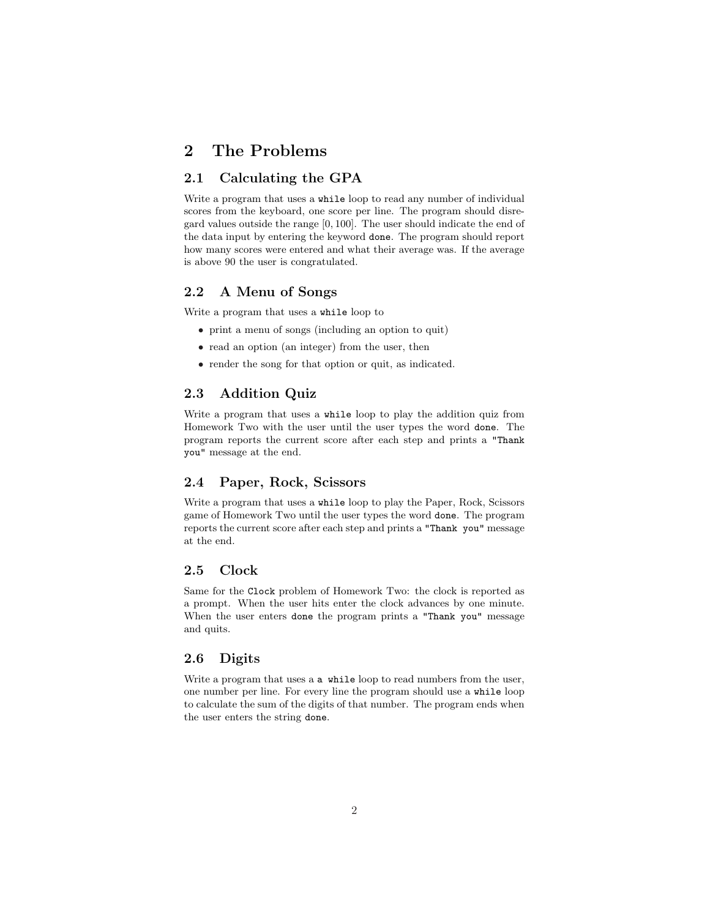# 2 The Problems

## 2.1 Calculating the GPA

Write a program that uses a `while` loop to read any number of individual scores from the keyboard, one score per line. The program should disregard values outside the range $[0, 100]$. The user should indicate the end of the data input by entering the keyword `done`. The program should report how many scores were entered and what their average was. If the average is above 90 the user is congratulated.

## 2.2 A Menu of Songs

Write a program that uses a `while` loop to

- print a menu of songs (including an option to quit)
- read an option (an integer) from the user, then
- render the song for that option or quit, as indicated.

## 2.3 Addition Quiz

Write a program that uses a `while` loop to play the addition quiz from Homework Two with the user until the user types the word `done`. The program reports the current score after each step and prints a `"Thank you"` message at the end.

## 2.4 Paper, Rock, Scissors

Write a program that uses a `while` loop to play the Paper, Rock, Scissors game of Homework Two until the user types the word `done`. The program reports the current score after each step and prints a `"Thank you"` message at the end.

## 2.5 Clock

Same for the `Clock` problem of Homework Two: the clock is reported as a prompt. When the user hits enter the clock advances by one minute. When the user enters `done` the program prints a `"Thank you"` message and quits.

## 2.6 Digits

Write a program that uses a `a while` loop to read numbers from the user, one number per line. For every line the program should use a `while` loop to calculate the sum of the digits of that number. The program ends when the user enters the string `done`.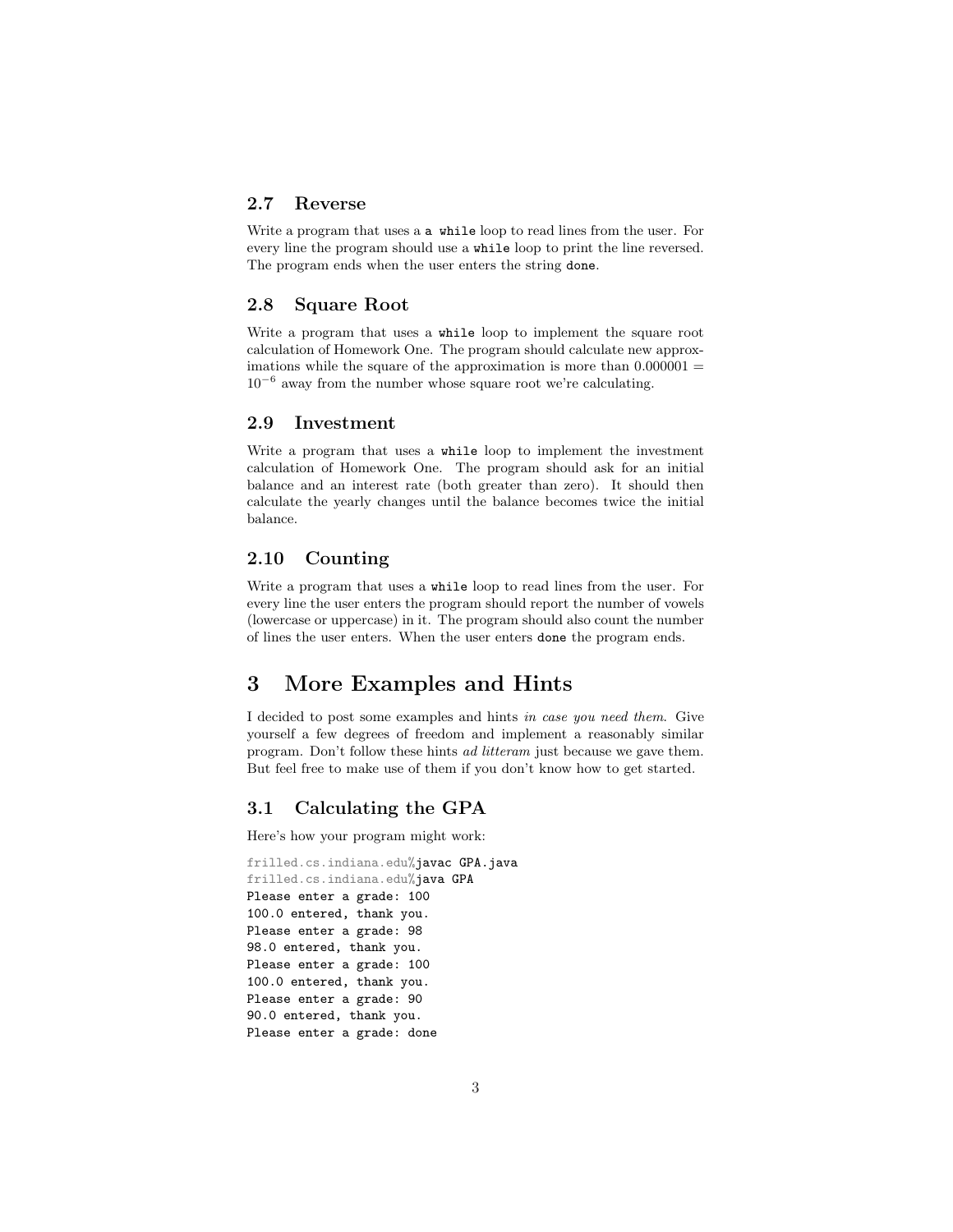### 2.7 Reverse

Write a program that uses a `a while` loop to read lines from the user. For every line the program should use a `while` loop to print the line reversed. The program ends when the user enters the string `done`.

### 2.8 Square Root

Write a program that uses a `while` loop to implement the square root calculation of Homework One. The program should calculate new approximations while the square of the approximation is more than $0.000001 = 10^{-6}$ away from the number whose square root we're calculating.

### 2.9 Investment

Write a program that uses a `while` loop to implement the investment calculation of Homework One. The program should ask for an initial balance and an interest rate (both greater than zero). It should then calculate the yearly changes until the balance becomes twice the initial balance.

### 2.10 Counting

Write a program that uses a `while` loop to read lines from the user. For every line the user enters the program should report the number of vowels (lowercase or uppercase) in it. The program should also count the number of lines the user enters. When the user enters `done` the program ends.

## 3 More Examples and Hints

I decided to post some examples and hints *in case you need them*. Give yourself a few degrees of freedom and implement a reasonably similar program. Don't follow these hints *ad litteram* just because we gave them. But feel free to make use of them if you don't know how to get started.

### 3.1 Calculating the GPA

Here's how your program might work:

```
frilled.cs.indiana.edu%javac GPA.java
frilled.cs.indiana.edu%java GPA
Please enter a grade: 100
100.0 entered, thank you.
Please enter a grade: 98
98.0 entered, thank you.
Please enter a grade: 100
100.0 entered, thank you.
Please enter a grade: 90
90.0 entered, thank you.
Please enter a grade: done
```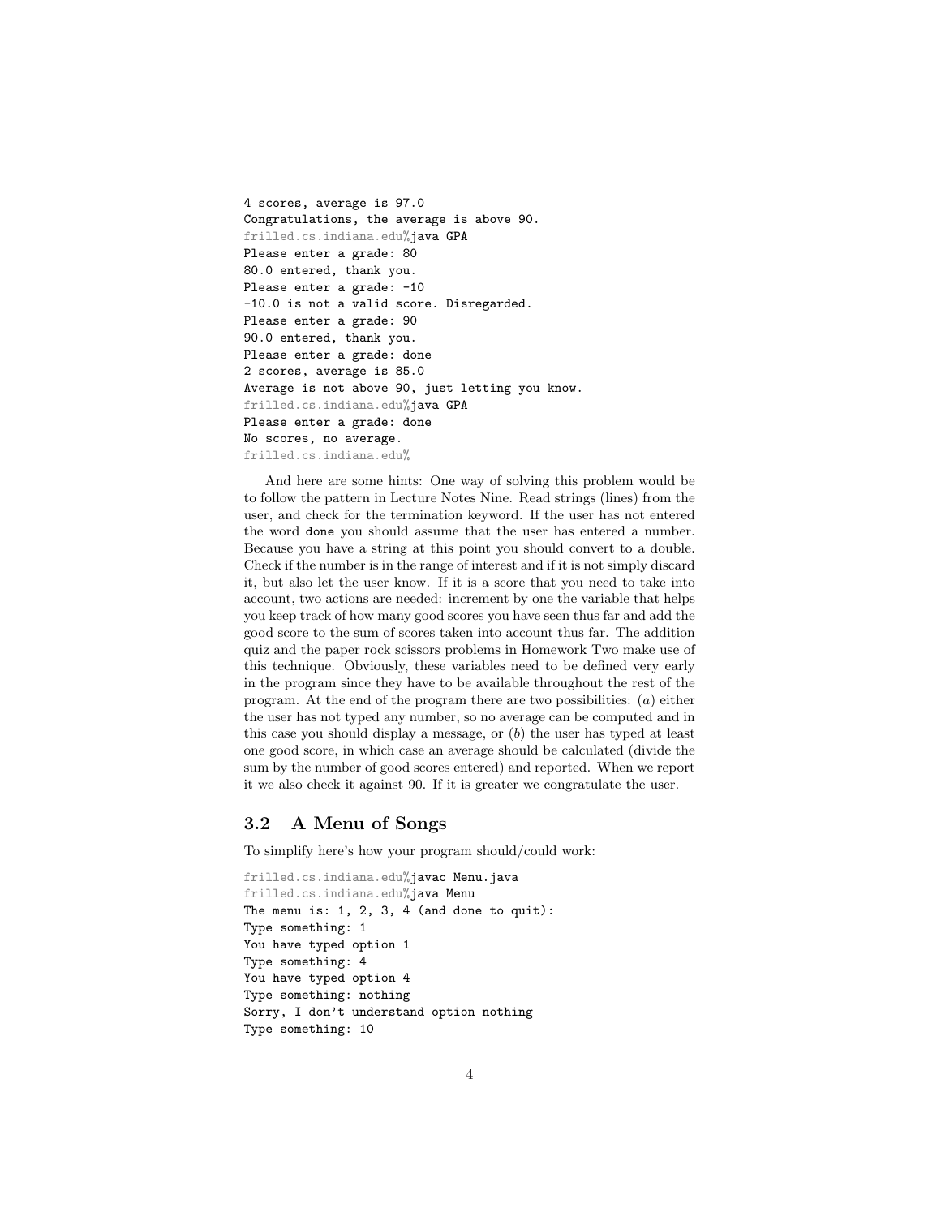```
4 scores, average is 97.0
Congratulations, the average is above 90.
frilled.cs.indiana.edu%java GPA
Please enter a grade: 80
80.0 entered, thank you.
Please enter a grade: -10
-10.0 is not a valid score. Disregarded.
Please enter a grade: 90
90.0 entered, thank you.
Please enter a grade: done
2 scores, average is 85.0
Average is not above 90, just letting you know.
frilled.cs.indiana.edu%java GPA
Please enter a grade: done
No scores, no average.
frilled.cs.indiana.edu%
```

And here are some hints: One way of solving this problem would be to follow the pattern in Lecture Notes Nine. Read strings (lines) from the user, and check for the termination keyword. If the user has not entered the word `done` you should assume that the user has entered a number. Because you have a string at this point you should convert to a double. Check if the number is in the range of interest and if it is not simply discard it, but also let the user know. If it is a score that you need to take into account, two actions are needed: increment by one the variable that helps you keep track of how many good scores you have seen thus far and add the good score to the sum of scores taken into account thus far. The addition quiz and the paper rock scissors problems in Homework Two make use of this technique. Obviously, these variables need to be defined very early in the program since they have to be available throughout the rest of the program. At the end of the program there are two possibilities: (*a*) either the user has not typed any number, so no average can be computed and in this case you should display a message, or (*b*) the user has typed at least one good score, in which case an average should be calculated (divide the sum by the number of good scores entered) and reported. When we report it we also check it against 90. If it is greater we congratulate the user.

## 3.2 A Menu of Songs

To simplify here's how your program should/could work:

```
frilled.cs.indiana.edu%javac Menu.java
frilled.cs.indiana.edu%java Menu
The menu is: 1, 2, 3, 4 (and done to quit):
Type something: 1
You have typed option 1
Type something: 4
You have typed option 4
Type something: nothing
Sorry, I don't understand option nothing
Type something: 10
```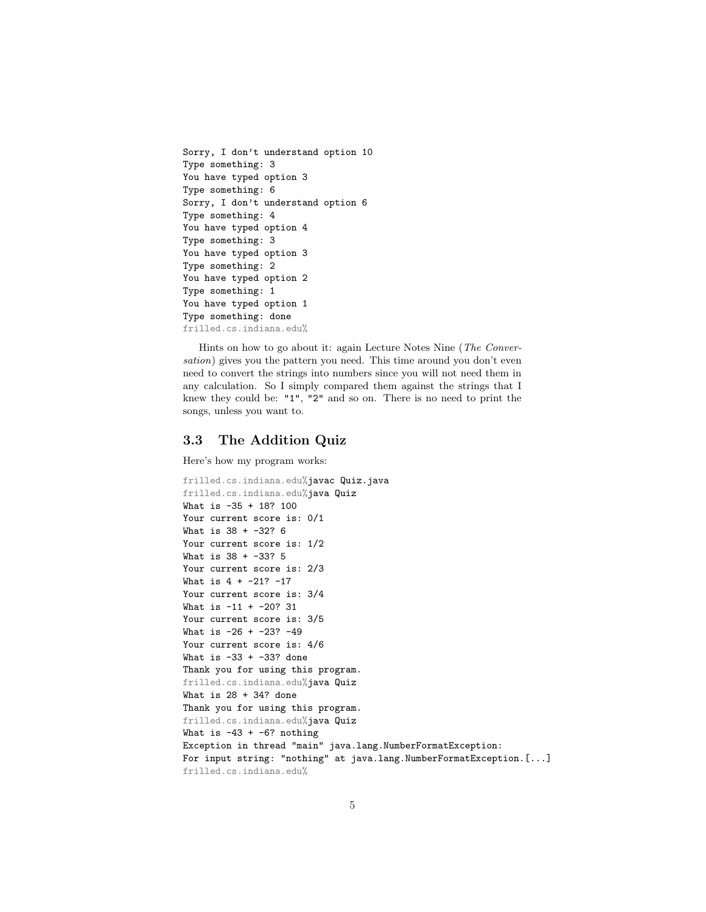```
Sorry, I don't understand option 10
Type something: 3
You have typed option 3
Type something: 6
Sorry, I don't understand option 6
Type something: 4
You have typed option 4
Type something: 3
You have typed option 3
Type something: 2
You have typed option 2
Type something: 1
You have typed option 1
Type something: done
frilled.cs.indiana.edu%
```

Hints on how to go about it: again Lecture Notes Nine (*The Conversation*) gives you the pattern you need. This time around you don't even need to convert the strings into numbers since you will not need them in any calculation. So I simply compared them against the strings that I knew they could be: "1", "2" and so on. There is no need to print the songs, unless you want to.

## 3.3 The Addition Quiz

Here's how my program works:

```
frilled.cs.indiana.edu%javac Quiz.java
frilled.cs.indiana.edu%java Quiz
What is -35 + 18? 100
Your current score is: 0/1
What is 38 + -32? 6
Your current score is: 1/2
What is 38 + -33? 5
Your current score is: 2/3
What is 4 + -21? -17
Your current score is: 3/4
What is -11 + -20? 31
Your current score is: 3/5
What is -26 + -23? -49
Your current score is: 4/6
What is -33 + -33? done
Thank you for using this program.
frilled.cs.indiana.edu%java Quiz
What is 28 + 34? done
Thank you for using this program.
frilled.cs.indiana.edu%java Quiz
What is -43 + -6? nothing
Exception in thread "main" java.lang.NumberFormatException:
For input string: "nothing" at java.lang.NumberFormatException.[...]
frilled.cs.indiana.edu%
```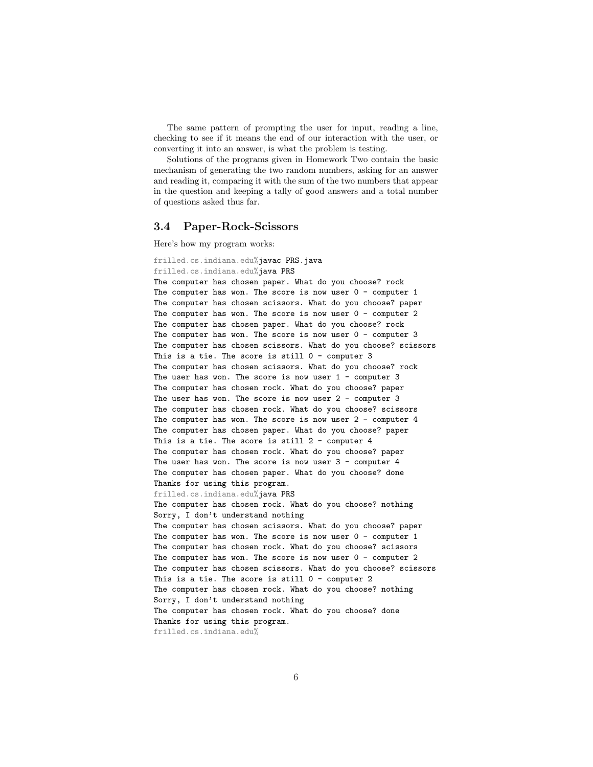The same pattern of prompting the user for input, reading a line, checking to see if it means the end of our interaction with the user, or converting it into an answer, is what the problem is testing.

Solutions of the programs given in Homework Two contain the basic mechanism of generating the two random numbers, asking for an answer and reading it, comparing it with the sum of the two numbers that appear in the question and keeping a tally of good answers and a total number of questions asked thus far.

### 3.4 Paper-Rock-Scissors

Here's how my program works:

```
frilled.cs.indiana.edu%javac PRS.java
frilled.cs.indiana.edu%java PRS
The computer has chosen paper. What do you choose? rock
The computer has won. The score is now user 0 - computer 1
The computer has chosen scissors. What do you choose? paper
The computer has won. The score is now user 0 - computer 2
The computer has chosen paper. What do you choose? rock
The computer has won. The score is now user 0 - computer 3
The computer has chosen scissors. What do you choose? scissors
This is a tie. The score is still 0 - computer 3
The computer has chosen scissors. What do you choose? rock
The user has won. The score is now user 1 - computer 3
The computer has chosen rock. What do you choose? paper
The user has won. The score is now user 2 - computer 3
The computer has chosen rock. What do you choose? scissors
The computer has won. The score is now user 2 - computer 4
The computer has chosen paper. What do you choose? paper
This is a tie. The score is still 2 - computer 4
The computer has chosen rock. What do you choose? paper
The user has won. The score is now user 3 - computer 4
The computer has chosen paper. What do you choose? done
Thanks for using this program.
frilled.cs.indiana.edu%java PRS
The computer has chosen rock. What do you choose? nothing
Sorry, I don't understand nothing
The computer has chosen scissors. What do you choose? paper
The computer has won. The score is now user 0 - computer 1
The computer has chosen rock. What do you choose? scissors
The computer has won. The score is now user 0 - computer 2
The computer has chosen scissors. What do you choose? scissors
This is a tie. The score is still 0 - computer 2
The computer has chosen rock. What do you choose? nothing
Sorry, I don't understand nothing
The computer has chosen rock. What do you choose? done
Thanks for using this program.
frilled.cs.indiana.edu%
```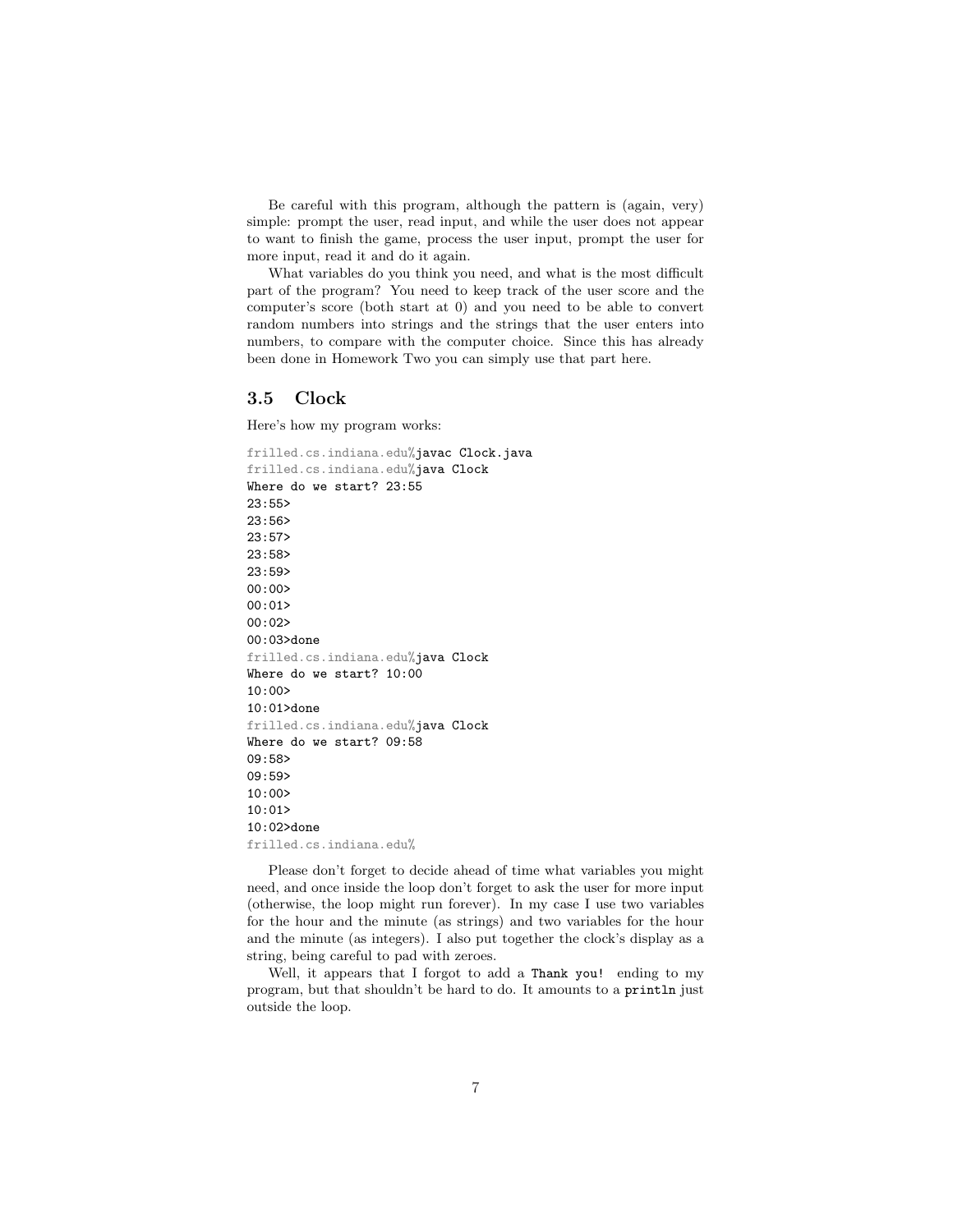Be careful with this program, although the pattern is (again, very) simple: prompt the user, read input, and while the user does not appear to want to finish the game, process the user input, prompt the user for more input, read it and do it again.

What variables do you think you need, and what is the most difficult part of the program? You need to keep track of the user score and the computer's score (both start at 0) and you need to be able to convert random numbers into strings and the strings that the user enters into numbers, to compare with the computer choice. Since this has already been done in Homework Two you can simply use that part here.

### 3.5 Clock

Here's how my program works:

```
frilled.cs.indiana.edu%javac Clock.java
frilled.cs.indiana.edu%java Clock
Where do we start? 23:55
23:55>
23:56>
23:57>
23:58>
23:59>
00:00>
00:01>
00:02>
00:03>done
frilled.cs.indiana.edu%java Clock
Where do we start? 10:00
10:00>
10:01>done
frilled.cs.indiana.edu%java Clock
Where do we start? 09:58
09:58>
09:59>
10:00>
10:01>
10:02>done
frilled.cs.indiana.edu%
```

Please don't forget to decide ahead of time what variables you might need, and once inside the loop don't forget to ask the user for more input (otherwise, the loop might run forever). In my case I use two variables for the hour and the minute (as strings) and two variables for the hour and the minute (as integers). I also put together the clock's display as a string, being careful to pad with zeroes.

Well, it appears that I forgot to add a `Thank you!` ending to my program, but that shouldn't be hard to do. It amounts to a `println` just outside the loop.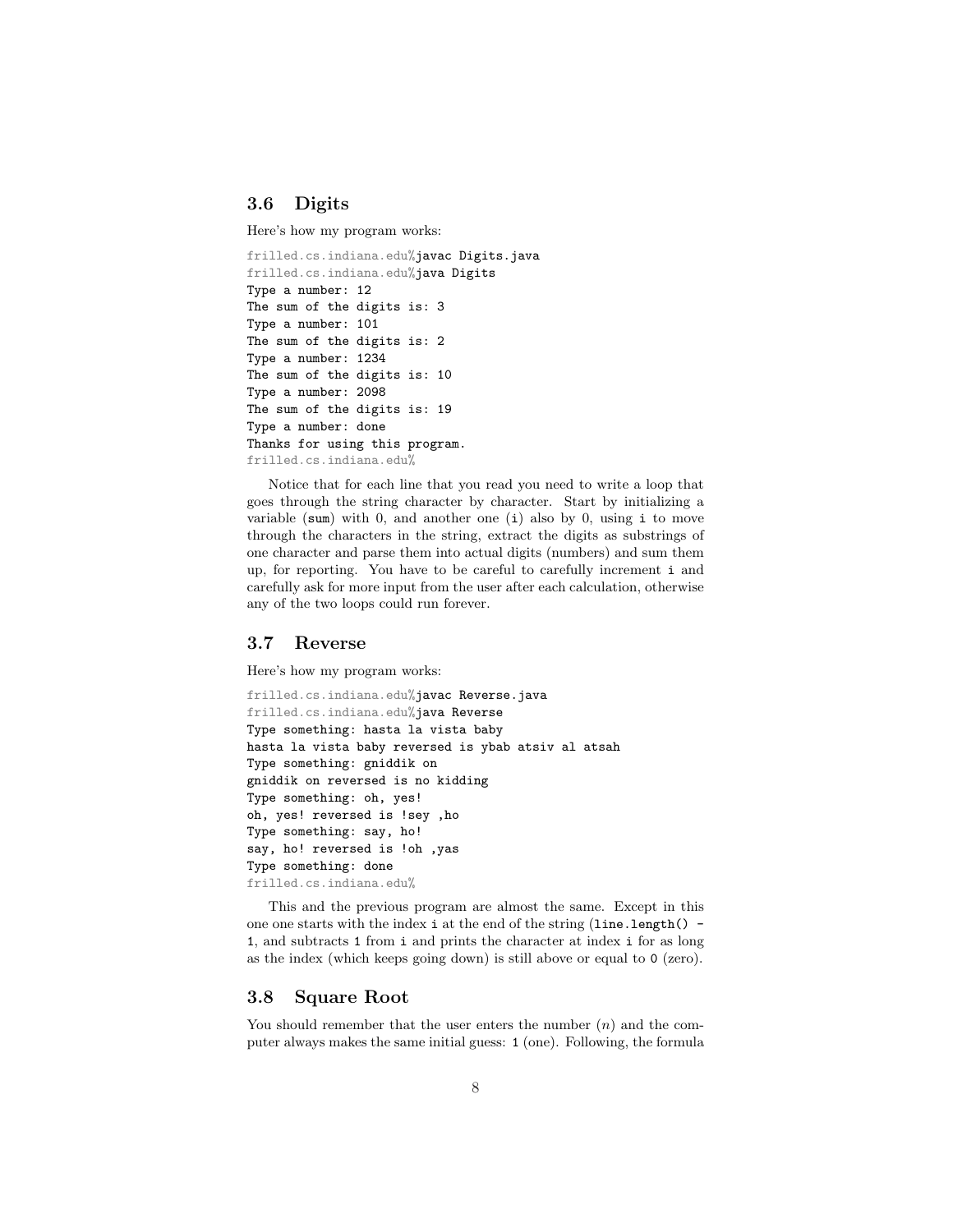## 3.6 Digits

Here's how my program works:

```
frilled.cs.indiana.edu%javac Digits.java
frilled.cs.indiana.edu%java Digits
Type a number: 12
The sum of the digits is: 3
Type a number: 101
The sum of the digits is: 2
Type a number: 1234
The sum of the digits is: 10
Type a number: 2098
The sum of the digits is: 19
Type a number: done
Thanks for using this program.
frilled.cs.indiana.edu%
```

Notice that for each line that you read you need to write a loop that goes through the string character by character. Start by initializing a variable (`sum`) with 0, and another one (`i`) also by 0, using `i` to move through the characters in the string, extract the digits as substrings of one character and parse them into actual digits (numbers) and sum them up, for reporting. You have to be careful to carefully increment `i` and carefully ask for more input from the user after each calculation, otherwise any of the two loops could run forever.

## 3.7 Reverse

Here's how my program works:

```
frilled.cs.indiana.edu%javac Reverse.java
frilled.cs.indiana.edu%java Reverse
Type something: hasta la vista baby
hasta la vista baby reversed is ybab atsiv al atsah
Type something: gniddik on
gniddik on reversed is no kidding
Type something: oh, yes!
oh, yes! reversed is !sey ,ho
Type something: say, ho!
say, ho! reversed is !oh ,yas
Type something: done
frilled.cs.indiana.edu%
```

This and the previous program are almost the same. Except in this one one starts with the index `i` at the end of the string (`line.length() - 1`, and subtracts `1` from `i` and prints the character at index `i` for as long as the index (which keeps going down) is still above or equal to `0` (zero).

## 3.8 Square Root

You should remember that the user enters the number ($n$) and the computer always makes the same initial guess: `1` (one). Following, the formula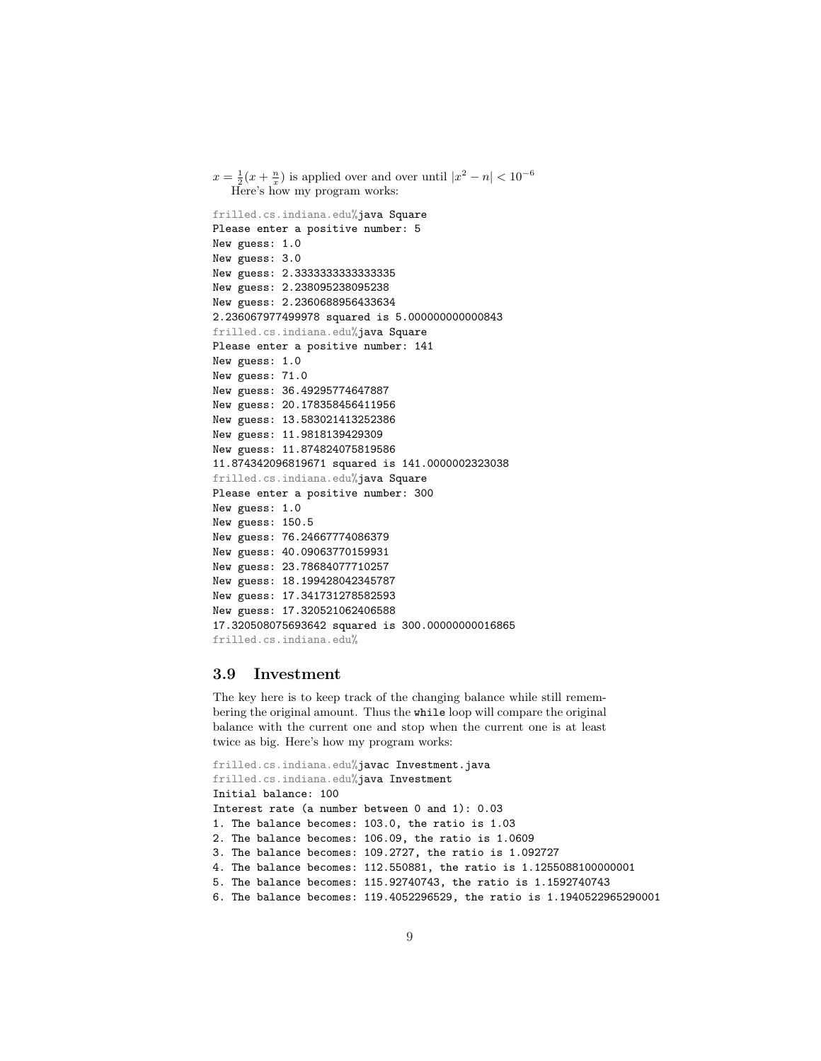$x = \frac{1}{2}(x + \frac{n}{x})$ is applied over and over until $|x^2 - n| < 10^{-6}$

Here's how my program works:

```
frilled.cs.indiana.edu%java Square
Please enter a positive number: 5
New guess: 1.0
New guess: 3.0
New guess: 2.3333333333333335
New guess: 2.238095238095238
New guess: 2.2360688956433634
2.236067977499978 squared is 5.000000000000843
frilled.cs.indiana.edu%java Square
Please enter a positive number: 141
New guess: 1.0
New guess: 71.0
New guess: 36.49295774647887
New guess: 20.178358456411956
New guess: 13.583021413252386
New guess: 11.9818139429309
New guess: 11.874824075819586
11.874342096819671 squared is 141.0000002323038
frilled.cs.indiana.edu%java Square
Please enter a positive number: 300
New guess: 1.0
New guess: 150.5
New guess: 76.24667774086379
New guess: 40.09063770159931
New guess: 23.78684077710257
New guess: 18.199428042345787
New guess: 17.341731278582593
New guess: 17.320521062406588
17.320508075693642 squared is 300.00000000016865
frilled.cs.indiana.edu%
```

### 3.9 Investment

The key here is to keep track of the changing balance while still remembering the original amount. Thus the `while` loop will compare the original balance with the current one and stop when the current one is at least twice as big. Here's how my program works:

```
frilled.cs.indiana.edu%javac Investment.java
frilled.cs.indiana.edu%java Investment
Initial balance: 100
Interest rate (a number between 0 and 1): 0.03
1. The balance becomes: 103.0, the ratio is 1.03
2. The balance becomes: 106.09, the ratio is 1.0609
3. The balance becomes: 109.2727, the ratio is 1.092727
4. The balance becomes: 112.550881, the ratio is 1.1255088100000001
5. The balance becomes: 115.92740743, the ratio is 1.1592740743
6. The balance becomes: 119.4052296529, the ratio is 1.1940522965290001
```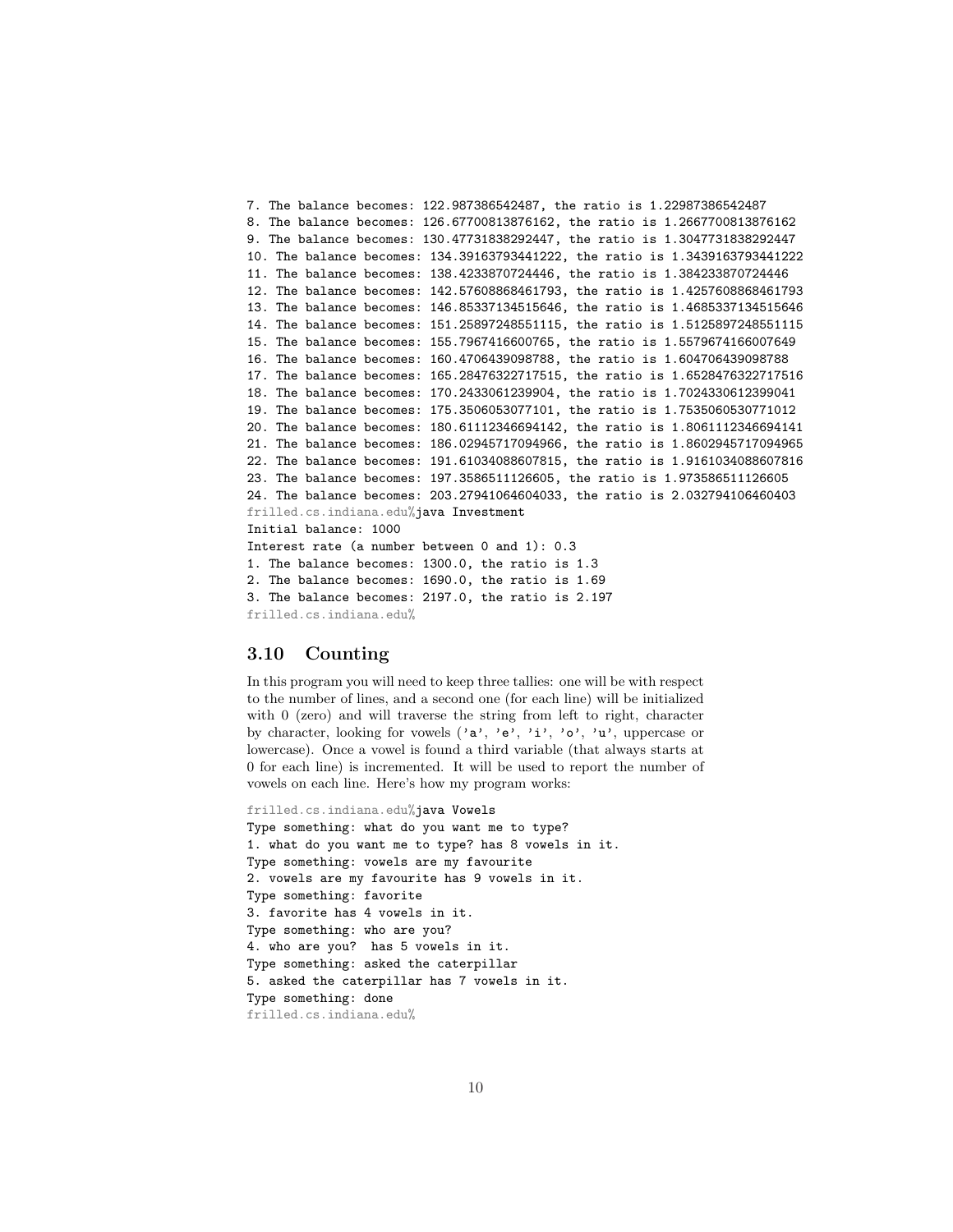```
7. The balance becomes: 122.987386542487, the ratio is 1.22987386542487
8. The balance becomes: 126.67700813876162, the ratio is 1.2667700813876162
9. The balance becomes: 130.47731838292447, the ratio is 1.3047731838292447
10. The balance becomes: 134.39163793441222, the ratio is 1.3439163793441222
11. The balance becomes: 138.4233870724446, the ratio is 1.384233870724446
12. The balance becomes: 142.57608868461793, the ratio is 1.4257608868461793
13. The balance becomes: 146.85337134515646, the ratio is 1.4685337134515646
14. The balance becomes: 151.25897248551115, the ratio is 1.5125897248551115
15. The balance becomes: 155.7967416600765, the ratio is 1.5579674166007649
16. The balance becomes: 160.4706439098788, the ratio is 1.604706439098788
17. The balance becomes: 165.28476322717515, the ratio is 1.6528476322717516
18. The balance becomes: 170.2433061239904, the ratio is 1.7024330612399041
19. The balance becomes: 175.3506053077101, the ratio is 1.7535060530771012
20. The balance becomes: 180.61112346694142, the ratio is 1.8061112346694141
21. The balance becomes: 186.02945717094966, the ratio is 1.8602945717094965
22. The balance becomes: 191.61034088607815, the ratio is 1.9161034088607816
23. The balance becomes: 197.3586511126605, the ratio is 1.973586511126605
24. The balance becomes: 203.27941064604033, the ratio is 2.032794106460403
frilled.cs.indiana.edu%java Investment
Initial balance: 1000
Interest rate (a number between 0 and 1): 0.3
1. The balance becomes: 1300.0, the ratio is 1.3
2. The balance becomes: 1690.0, the ratio is 1.69
3. The balance becomes: 2197.0, the ratio is 2.197
frilled.cs.indiana.edu%
```

## 3.10 Counting

In this program you will need to keep three tallies: one will be with respect to the number of lines, and a second one (for each line) will be initialized with 0 (zero) and will traverse the string from left to right, character by character, looking for vowels (`'a'`, `'e'`, `'i'`, `'o'`, `'u'`, uppercase or lowercase). Once a vowel is found a third variable (that always starts at 0 for each line) is incremented. It will be used to report the number of vowels on each line. Here's how my program works:

```
frilled.cs.indiana.edu%java Vowels
Type something: what do you want me to type?
1. what do you want me to type? has 8 vowels in it.
Type something: vowels are my favourite
2. vowels are my favourite has 9 vowels in it.
Type something: favorite
3. favorite has 4 vowels in it.
Type something: who are you?
4. who are you?  has 5 vowels in it.
Type something: asked the caterpillar
5. asked the caterpillar has 7 vowels in it.
Type something: done
frilled.cs.indiana.edu%
```